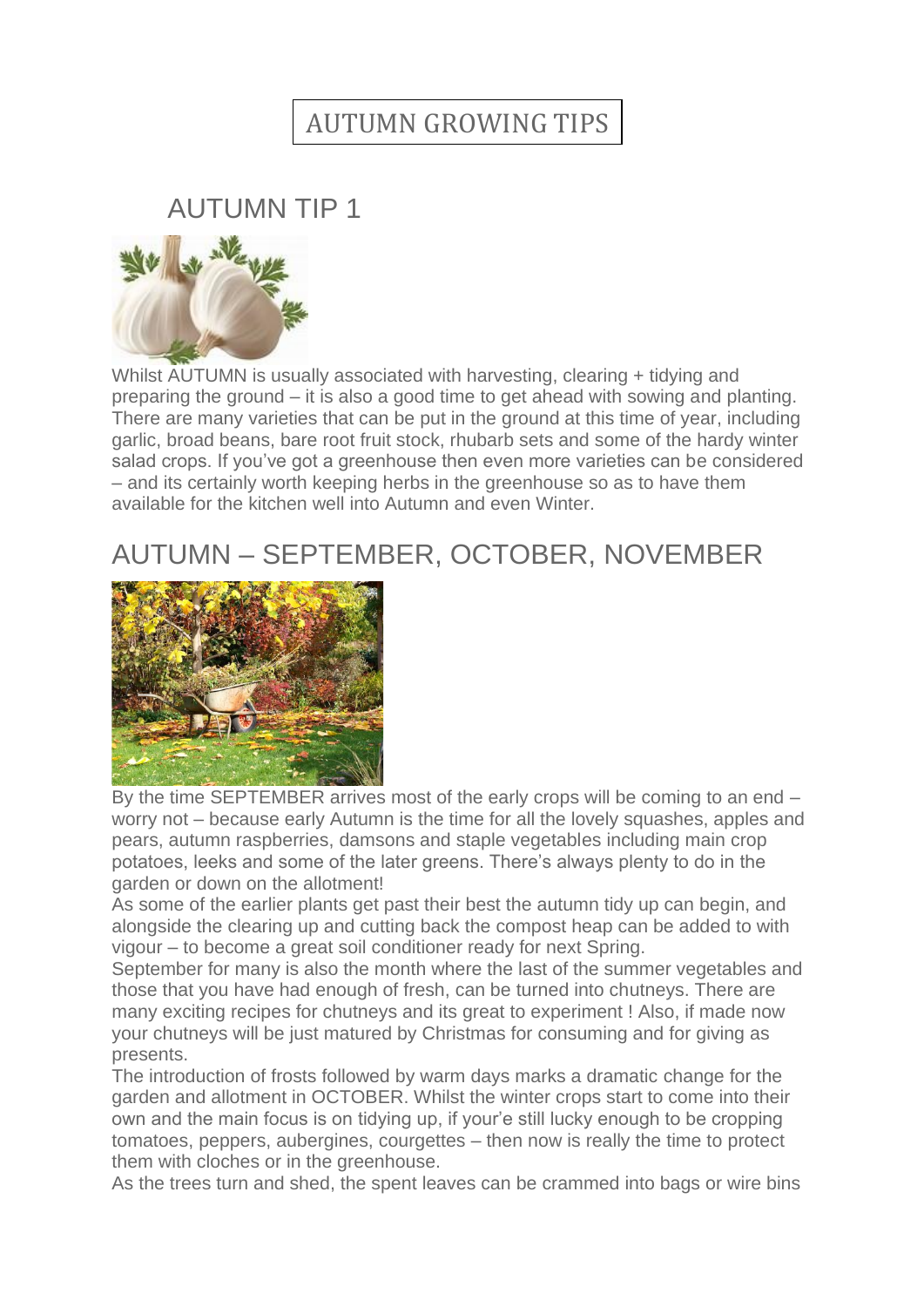# AUTUMN GROWING TIPS

## AUTUMN TIP 1

Whilst AUTUMN is usually associated with harvesting, clearing + tidying and preparing the ground – it is also a good time to get ahead with sowing and planting. There are many varieties that can be put in the ground at this time of year, including garlic, broad beans, bare root fruit stock, rhubarb sets and some of the hardy winter salad crops. If you've got a greenhouse then even more varieties can be considered – and its certainly worth keeping herbs in the greenhouse so as to have them available for the kitchen well into Autumn and even Winter.

## AUTUMN – SEPTEMBER, OCTOBER, NOVEMBER

By the time SEPTEMBER arrives most of the early crops will be coming to an end – worry not – because early Autumn is the time for all the lovely squashes, apples and pears, autumn raspberries, damsons and staple vegetables including main crop potatoes, leeks and some of the later greens. There's always plenty to do in the garden or down on the allotment!

As some of the earlier plants get past their best the autumn tidy up can begin, and alongside the clearing up and cutting back the compost heap can be added to with vigour – to become a great soil conditioner ready for next Spring.

September for many is also the month where the last of the summer vegetables and those that you have had enough of fresh, can be turned into chutneys. There are many exciting recipes for chutneys and its great to experiment ! Also, if made now your chutneys will be just matured by Christmas for consuming and for giving as presents.

The introduction of frosts followed by warm days marks a dramatic change for the garden and allotment in OCTOBER. Whilst the winter crops start to come into their own and the main focus is on tidying up, if your'e still lucky enough to be cropping tomatoes, peppers, aubergines, courgettes – then now is really the time to protect them with cloches or in the greenhouse.

As the trees turn and shed, the spent leaves can be crammed into bags or wire bins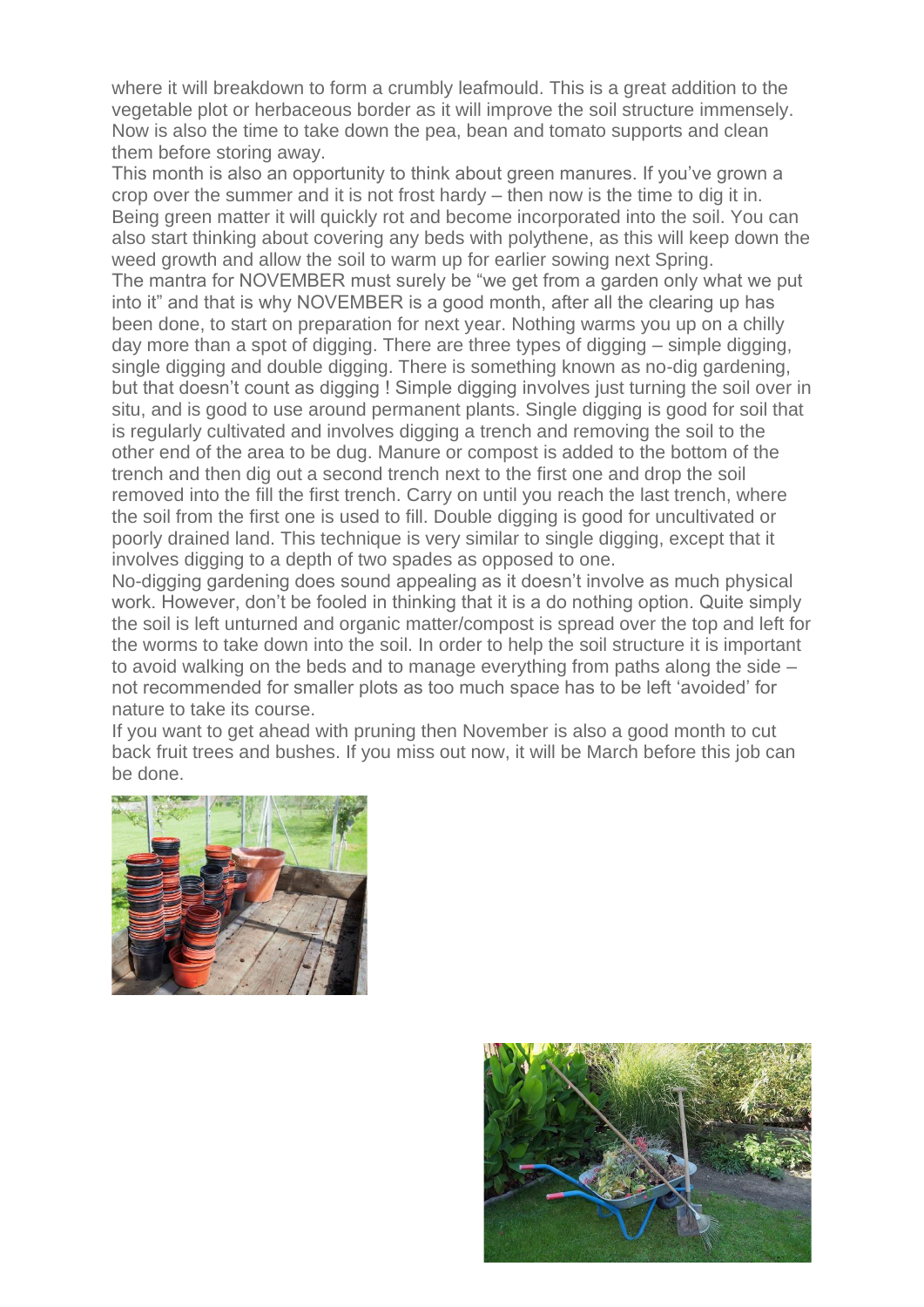where it will breakdown to form a crumbly leafmould. This is a great addition to the vegetable plot or herbaceous border as it will improve the soil structure immensely. Now is also the time to take down the pea, bean and tomato supports and clean them before storing away.

This month is also an opportunity to think about green manures. If you've grown a crop over the summer and it is not frost hardy – then now is the time to dig it in. Being green matter it will quickly rot and become incorporated into the soil. You can also start thinking about covering any beds with polythene, as this will keep down the weed growth and allow the soil to warm up for earlier sowing next Spring.

The mantra for NOVEMBER must surely be "we get from a garden only what we put into it" and that is why NOVEMBER is a good month, after all the clearing up has been done, to start on preparation for next year. Nothing warms you up on a chilly day more than a spot of digging. There are three types of digging – simple digging, single digging and double digging. There is something known as no-dig gardening, but that doesn't count as digging ! Simple digging involves just turning the soil over in situ, and is good to use around permanent plants. Single digging is good for soil that is regularly cultivated and involves digging a trench and removing the soil to the other end of the area to be dug. Manure or compost is added to the bottom of the trench and then dig out a second trench next to the first one and drop the soil removed into the fill the first trench. Carry on until you reach the last trench, where the soil from the first one is used to fill. Double digging is good for uncultivated or poorly drained land. This technique is very similar to single digging, except that it involves digging to a depth of two spades as opposed to one.

No-digging gardening does sound appealing as it doesn't involve as much physical work. However, don't be fooled in thinking that it is a do nothing option. Quite simply the soil is left unturned and organic matter/compost is spread over the top and left for the worms to take down into the soil. In order to help the soil structure it is important to avoid walking on the beds and to manage everything from paths along the side – not recommended for smaller plots as too much space has to be left 'avoided' for nature to take its course.

If you want to get ahead with pruning then November is also a good month to cut back fruit trees and bushes. If you miss out now, it will be March before this job can be done.